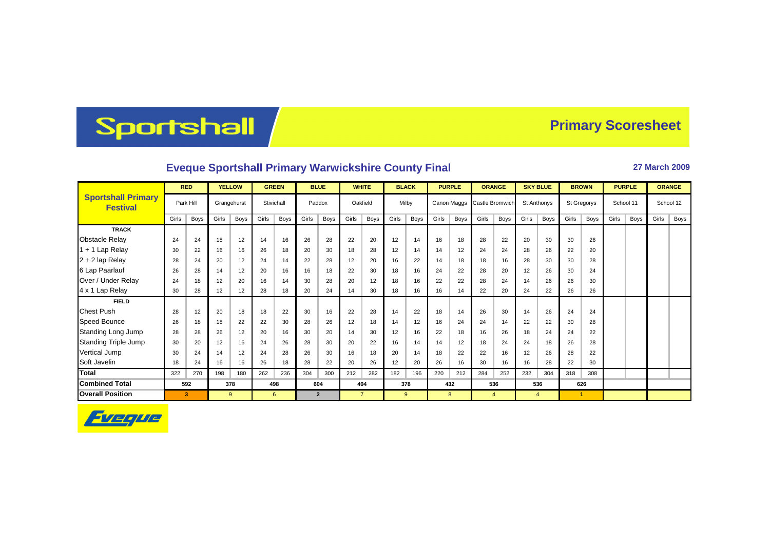Sportshall

# Primary Scoresheet

## Eveque Sportshall Primary Warwickshire County Final

**27 March 2009**

| Sportshall Primary Festival | RED | | YELLOW | | GREEN | | BLUE | | WHITE | | BLACK | | PURPLE | | ORANGE | | SKY BLUE | | BROWN | | PURPLE | | ORANGE | |
|---|---|---|---|---|---|---|---|---|---|---|---|---|---|---|---|---|---|---|---|---|---|---|---|---|
| | Park Hill | | Grangehurst | | Stivichall | | Paddox | | Oakfield | | Milby | | Canon Maggs | | Castle Bromwich | | St Anthonys | | St Gregorys | | School 11 | | School 12 | |
| | Girls | Boys | Girls | Boys | Girls | Boys | Girls | Boys | Girls | Boys | Girls | Boys | Girls | Boys | Girls | Boys | Girls | Boys | Girls | Boys | Girls | Boys | Girls | Boys |
| **TRACK** | | | | | | | | | | | | | | | | | | | | | | | | |
| Obstacle Relay | 24 | 24 | 18 | 12 | 14 | 16 | 26 | 28 | 22 | 20 | 12 | 14 | 16 | 18 | 28 | 22 | 20 | 30 | 30 | 26 | | | | |
| 1 + 1 Lap Relay | 30 | 22 | 16 | 16 | 26 | 18 | 20 | 30 | 18 | 28 | 12 | 14 | 14 | 12 | 24 | 24 | 28 | 26 | 22 | 20 | | | | |
| 2 + 2 lap Relay | 28 | 24 | 20 | 12 | 24 | 14 | 22 | 28 | 12 | 20 | 16 | 22 | 14 | 18 | 18 | 16 | 28 | 30 | 30 | 28 | | | | |
| 6 Lap Paarlauf | 26 | 28 | 14 | 12 | 20 | 16 | 16 | 18 | 22 | 30 | 18 | 16 | 24 | 22 | 28 | 20 | 12 | 26 | 30 | 24 | | | | |
| Over / Under Relay | 24 | 18 | 12 | 20 | 16 | 14 | 30 | 28 | 20 | 12 | 18 | 16 | 22 | 22 | 28 | 24 | 14 | 26 | 26 | 30 | | | | |
| 4 x 1 Lap Relay | 30 | 28 | 12 | 12 | 28 | 18 | 20 | 24 | 14 | 30 | 18 | 16 | 16 | 14 | 22 | 20 | 24 | 22 | 26 | 26 | | | | |
| **FIELD** | | | | | | | | | | | | | | | | | | | | | | | | |
| Chest Push | 28 | 12 | 20 | 18 | 18 | 22 | 30 | 16 | 22 | 28 | 14 | 22 | 18 | 14 | 26 | 30 | 14 | 26 | 24 | 24 | | | | |
| Speed Bounce | 26 | 18 | 18 | 22 | 22 | 30 | 28 | 26 | 12 | 18 | 14 | 12 | 16 | 24 | 24 | 14 | 22 | 22 | 30 | 28 | | | | |
| Standing Long Jump | 28 | 28 | 26 | 12 | 20 | 16 | 30 | 20 | 14 | 30 | 12 | 16 | 22 | 18 | 16 | 26 | 18 | 24 | 24 | 22 | | | | |
| Standing Triple Jump | 30 | 20 | 12 | 16 | 24 | 26 | 28 | 30 | 20 | 22 | 16 | 14 | 14 | 12 | 18 | 24 | 24 | 18 | 26 | 28 | | | | |
| Vertical Jump | 30 | 24 | 14 | 12 | 24 | 28 | 26 | 30 | 16 | 18 | 20 | 14 | 18 | 22 | 22 | 16 | 12 | 26 | 28 | 22 | | | | |
| Soft Javelin | 18 | 24 | 16 | 16 | 26 | 18 | 28 | 22 | 20 | 26 | 12 | 20 | 26 | 16 | 30 | 16 | 16 | 28 | 22 | 30 | | | | |
| **Total** | 322 | 270 | 198 | 180 | 262 | 236 | 304 | 300 | 212 | 282 | 182 | 196 | 220 | 212 | 284 | 252 | 232 | 304 | 318 | 308 | | | | |
| **Combined Total** | 592 | | 378 | | 498 | | 604 | | 494 | | 378 | | 432 | | 536 | | 536 | | 626 | | | | | |
| **Overall Position** | 3 | | 9 | | 6 | | 2 | | 7 | | 9 | | 8 | | 4 | | 4 | | 1 | | | | | |

Eveque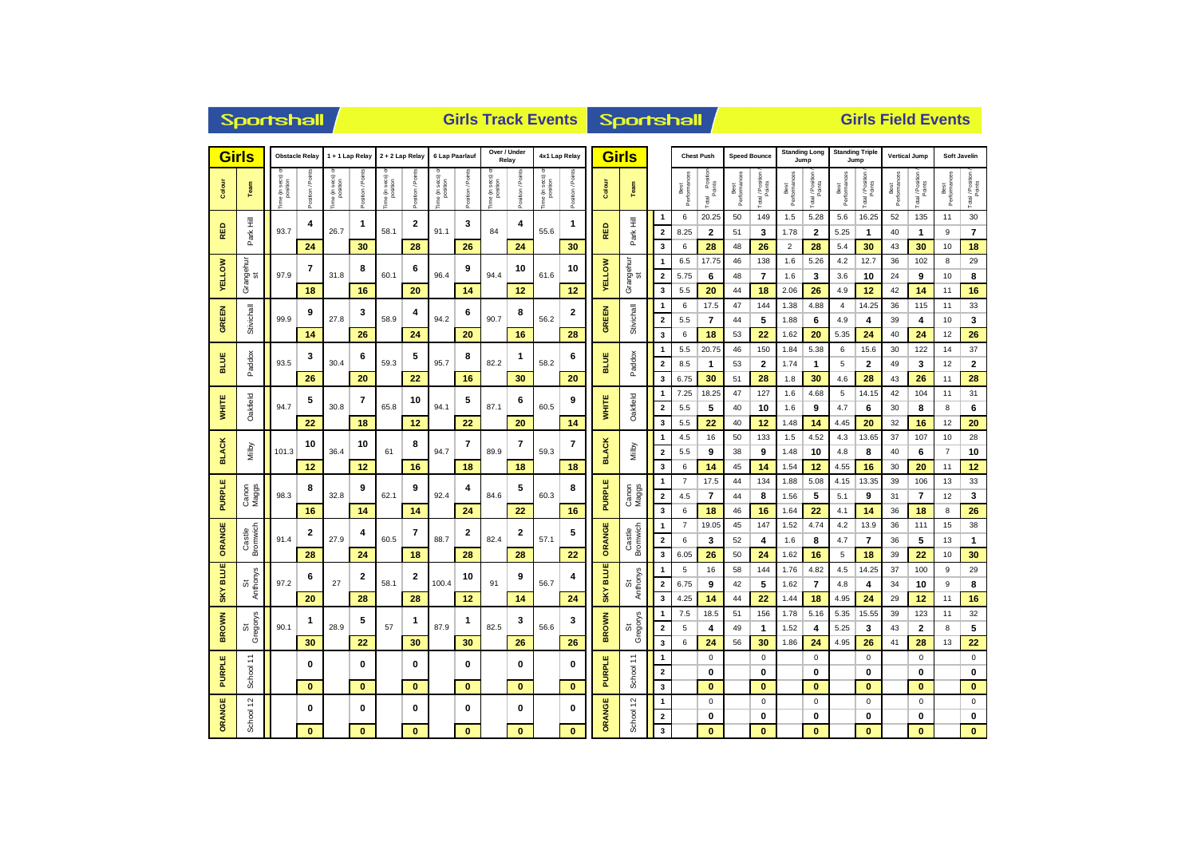## Sportshall — Girls Track Events

| Colour | Team | Obstacle Relay Time (in secs) or position | Obstacle Relay Position / Points | 1 + 1 Lap Relay Time (in secs) or position | 1 + 1 Lap Relay Position / Points | 2 + 2 Lap Relay Time (in secs) or position | 2 + 2 Lap Relay Position / Points | 6 Lap Paarlauf Time (in secs) or position | 6 Lap Paarlauf Position / Points | Over / Under Relay Time (in secs) or position | Over / Under Relay Position / Points | 4x1 Lap Relay Time (in secs) or position | 4x1 Lap Relay Position / Points |
|---|---|---|---|---|---|---|---|---|---|---|---|---|---|
| RED | Park Hill | 93.7 | 4 | 26.7 | 1 | 58.1 | 2 | 91.1 | 3 | 84 | 4 | 55.6 | 1 |
| | | | 24 | | 30 | | 28 | | 26 | | 24 | | 30 |
| YELLOW | Grangehurst | 97.9 | 7 | 31.8 | 8 | 60.1 | 6 | 96.4 | 9 | 94.4 | 10 | 61.6 | 10 |
| | | | 18 | | 16 | | 20 | | 14 | | 12 | | 12 |
| GREEN | Stivichall | 99.9 | 9 | 27.8 | 3 | 58.9 | 4 | 94.2 | 6 | 90.7 | 8 | 56.2 | 2 |
| | | | 14 | | 26 | | 24 | | 20 | | 16 | | 28 |
| BLUE | Paddox | 93.5 | 3 | 30.4 | 6 | 59.3 | 5 | 95.7 | 8 | 82.2 | 1 | 58.2 | 6 |
| | | | 26 | | 20 | | 22 | | 16 | | 30 | | 20 |
| WHITE | Oakfield | 94.7 | 5 | 30.8 | 7 | 65.8 | 10 | 94.1 | 5 | 87.1 | 6 | 60.5 | 9 |
| | | | 22 | | 18 | | 12 | | 22 | | 20 | | 14 |
| BLACK | Milby | 101.3 | 10 | 36.4 | 10 | 61 | 8 | 94.7 | 7 | 89.9 | 7 | 59.3 | 7 |
| | | | 12 | | 12 | | 16 | | 18 | | 18 | | 18 |
| PURPLE | Canon Maggs | 98.3 | 8 | 32.8 | 9 | 62.1 | 9 | 92.4 | 4 | 84.6 | 5 | 60.3 | 8 |
| | | | 16 | | 14 | | 14 | | 24 | | 22 | | 16 |
| ORANGE | Castle Bromwich | 91.4 | 2 | 27.9 | 4 | 60.5 | 7 | 88.7 | 2 | 82.4 | 2 | 57.1 | 5 |
| | | | 28 | | 24 | | 18 | | 28 | | 28 | | 22 |
| SKY BLUE | St Anthonys | 97.2 | 6 | 27 | 2 | 58.1 | 2 | 100.4 | 10 | 91 | 9 | 56.7 | 4 |
| | | | 20 | | 28 | | 28 | | 12 | | 14 | | 24 |
| BROWN | St Gregorys | 90.1 | 1 | 28.9 | 5 | 57 | 1 | 87.9 | 1 | 82.5 | 3 | 56.6 | 3 |
| | | | 30 | | 22 | | 30 | | 30 | | 26 | | 26 |
| PURPLE | School 11 | | 0 | | 0 | | 0 | | 0 | | 0 | | 0 |
| | | | 0 | | 0 | | 0 | | 0 | | 0 | | 0 |
| ORANGE | School 12 | | 0 | | 0 | | 0 | | 0 | | 0 | | 0 |
| | | | 0 | | 0 | | 0 | | 0 | | 0 | | 0 |

## Sportshall — Girls Field Events

| Colour | Team | | Chest Push Best Performances | Chest Push Total / Position / Points | Speed Bounce Best Performances | Speed Bounce Total / Position / Points | Standing Long Jump Best Performances | Standing Long Jump Total / Position / Points | Standing Triple Jump Best Performances | Standing Triple Jump Total / Position / Points | Vertical Jump Best Performances | Vertical Jump Total / Position / Points | Soft Javelin Best Performances | Soft Javelin Total / Position / Points |
|---|---|---|---|---|---|---|---|---|---|---|---|---|---|---|
| RED | Park Hill | 1 | 6 | 20.25 | 50 | 149 | 1.5 | 5.28 | 5.6 | 16.25 | 52 | 135 | 11 | 30 |
| | | 2 | 8.25 | 2 | 51 | 3 | 1.78 | 2 | 5.25 | 1 | 40 | 1 | 9 | 7 |
| | | 3 | 6 | 28 | 48 | 26 | 2 | 28 | 5.4 | 30 | 43 | 30 | 10 | 18 |
| YELLOW | Grangehurst | 1 | 6.5 | 17.75 | 46 | 138 | 1.6 | 5.26 | 4.2 | 12.7 | 36 | 102 | 8 | 29 |
| | | 2 | 5.75 | 6 | 48 | 7 | 1.6 | 3 | 3.6 | 10 | 24 | 9 | 10 | 8 |
| | | 3 | 5.5 | 20 | 44 | 18 | 2.06 | 26 | 4.9 | 12 | 42 | 14 | 11 | 16 |
| GREEN | Stivichall | 1 | 6 | 17.5 | 47 | 144 | 1.38 | 4.88 | 4 | 14.25 | 36 | 115 | 11 | 33 |
| | | 2 | 5.5 | 7 | 44 | 5 | 1.88 | 6 | 4.9 | 4 | 39 | 4 | 10 | 3 |
| | | 3 | 6 | 18 | 53 | 22 | 1.62 | 20 | 5.35 | 24 | 40 | 24 | 12 | 26 |
| BLUE | Paddox | 1 | 5.5 | 20.75 | 46 | 150 | 1.84 | 5.38 | 6 | 15.6 | 30 | 122 | 14 | 37 |
| | | 2 | 8.5 | 1 | 53 | 2 | 1.74 | 1 | 5 | 2 | 49 | 3 | 12 | 2 |
| | | 3 | 6.75 | 30 | 51 | 28 | 1.8 | 30 | 4.6 | 28 | 43 | 26 | 11 | 28 |
| WHITE | Oakfield | 1 | 7.25 | 18.25 | 47 | 127 | 1.6 | 4.68 | 5 | 14.15 | 42 | 104 | 11 | 31 |
| | | 2 | 5.5 | 5 | 40 | 10 | 1.6 | 9 | 4.7 | 6 | 30 | 8 | 8 | 6 |
| | | 3 | 5.5 | 22 | 40 | 12 | 1.48 | 14 | 4.45 | 20 | 32 | 16 | 12 | 20 |
| BLACK | Milby | 1 | 4.5 | 16 | 50 | 133 | 1.5 | 4.52 | 4.3 | 13.65 | 37 | 107 | 10 | 28 |
| | | 2 | 5.5 | 9 | 38 | 9 | 1.48 | 10 | 4.8 | 8 | 40 | 6 | 7 | 10 |
| | | 3 | 6 | 14 | 45 | 14 | 1.54 | 12 | 4.55 | 16 | 30 | 20 | 11 | 12 |
| PURPLE | Canon Maggs | 1 | 7 | 17.5 | 44 | 134 | 1.88 | 5.08 | 4.15 | 13.35 | 39 | 106 | 13 | 33 |
| | | 2 | 4.5 | 7 | 44 | 8 | 1.56 | 5 | 5.1 | 9 | 31 | 7 | 12 | 3 |
| | | 3 | 6 | 18 | 46 | 16 | 1.64 | 22 | 4.1 | 14 | 36 | 18 | 8 | 26 |
| ORANGE | Castle Bromwich | 1 | 7 | 19.05 | 45 | 147 | 1.52 | 4.74 | 4.2 | 13.9 | 36 | 111 | 15 | 38 |
| | | 2 | 6 | 3 | 52 | 4 | 1.6 | 8 | 4.7 | 7 | 36 | 5 | 13 | 1 |
| | | 3 | 6.05 | 26 | 50 | 24 | 1.62 | 16 | 5 | 18 | 39 | 22 | 10 | 30 |
| SKY BLUE | St Anthonys | 1 | 5 | 16 | 58 | 144 | 1.76 | 4.82 | 4.5 | 14.25 | 37 | 100 | 9 | 29 |
| | | 2 | 6.75 | 9 | 42 | 5 | 1.62 | 7 | 4.8 | 4 | 34 | 10 | 9 | 8 |
| | | 3 | 4.25 | 14 | 44 | 22 | 1.44 | 18 | 4.95 | 24 | 29 | 12 | 11 | 16 |
| BROWN | St Gregorys | 1 | 7.5 | 18.5 | 51 | 156 | 1.78 | 5.16 | 5.35 | 15.55 | 39 | 123 | 11 | 32 |
| | | 2 | 5 | 4 | 49 | 1 | 1.52 | 4 | 5.25 | 3 | 43 | 2 | 8 | 5 |
| | | 3 | 6 | 24 | 56 | 30 | 1.86 | 24 | 4.95 | 26 | 41 | 28 | 13 | 22 |
| PURPLE | School 11 | 1 | | 0 | | 0 | | 0 | | 0 | | 0 | | 0 |
| | | 2 | | 0 | | 0 | | 0 | | 0 | | 0 | | 0 |
| | | 3 | | 0 | | 0 | | 0 | | 0 | | 0 | | 0 |
| ORANGE | School 12 | 1 | | 0 | | 0 | | 0 | | 0 | | 0 | | 0 |
| | | 2 | | 0 | | 0 | | 0 | | 0 | | 0 | | 0 |
| | | 3 | | 0 | | 0 | | 0 | | 0 | | 0 | | 0 |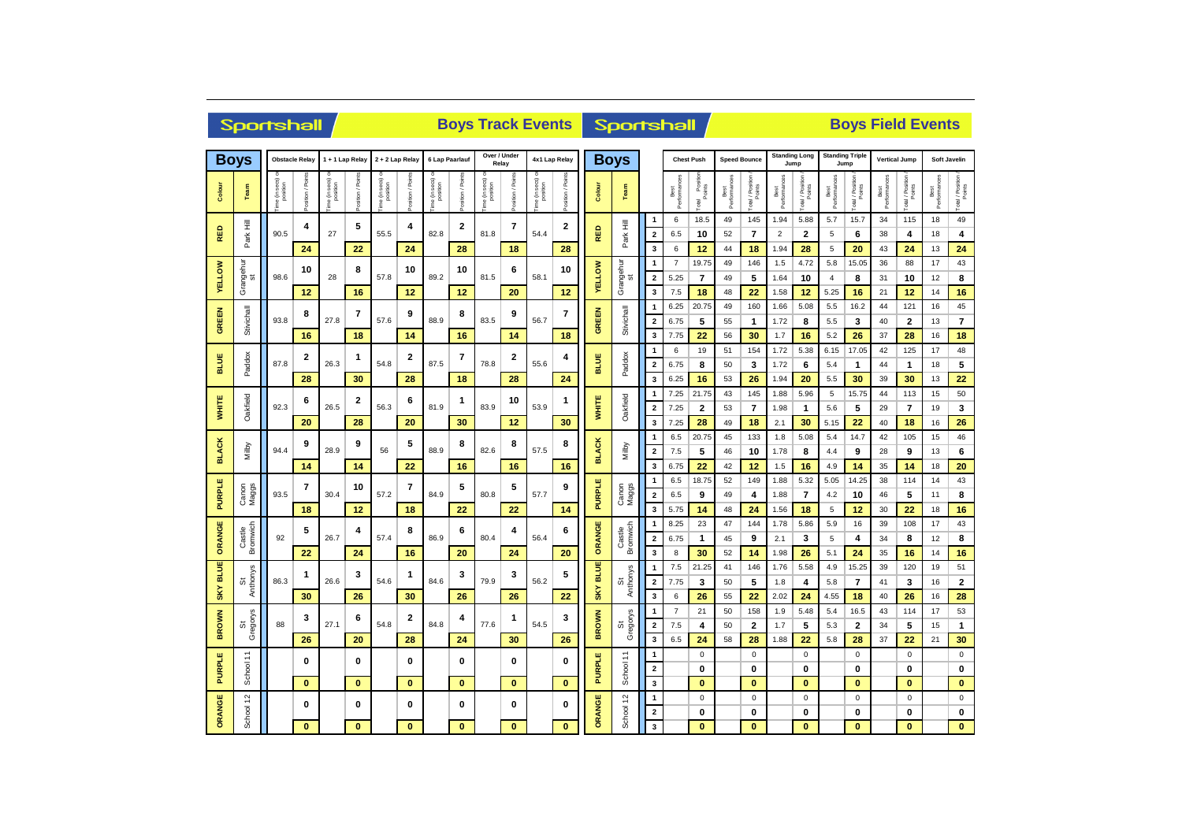## Sportshall — Boys Track Events

| Colour | Team | Obstacle Relay Time (in secs) or position | Obstacle Relay Position / Points | 1 + 1 Lap Relay Time (in secs) or position | 1 + 1 Lap Relay Position / Points | 2 + 2 Lap Relay Time (in secs) or position | 2 + 2 Lap Relay Position / Points | 6 Lap Paarlauf Time (in secs) or position | 6 Lap Paarlauf Position / Points | Over / Under Relay Time (in secs) or position | Over / Under Relay Position / Points | 4x1 Lap Relay Time (in secs) or position | 4x1 Lap Relay Position / Points |
|---|---|---|---|---|---|---|---|---|---|---|---|---|---|
| RED | Park Hill | 90.5 | 4 | 27 | 5 | 55.5 | 4 | 82.8 | 2 | 81.8 | 7 | 54.4 | 2 |
| | | | 24 | | 22 | | 24 | | 28 | | 18 | | 28 |
| YELLOW | Grangehurst | 98.6 | 10 | 28 | 8 | 57.8 | 10 | 89.2 | 10 | 81.5 | 6 | 58.1 | 10 |
| | | | 12 | | 16 | | 12 | | 12 | | 20 | | 12 |
| GREEN | Stivichall | 93.8 | 8 | 27.8 | 7 | 57.6 | 9 | 88.9 | 8 | 83.5 | 9 | 56.7 | 7 |
| | | | 16 | | 18 | | 14 | | 16 | | 14 | | 18 |
| BLUE | Paddox | 87.8 | 2 | 26.3 | 1 | 54.8 | 2 | 87.5 | 7 | 78.8 | 2 | 55.6 | 4 |
| | | | 28 | | 30 | | 28 | | 18 | | 28 | | 24 |
| WHITE | Oakfield | 92.3 | 6 | 26.5 | 2 | 56.3 | 6 | 81.9 | 1 | 83.9 | 10 | 53.9 | 1 |
| | | | 20 | | 28 | | 20 | | 30 | | 12 | | 30 |
| BLACK | Milby | 94.4 | 9 | 28.9 | 9 | 56 | 5 | 88.9 | 8 | 82.6 | 8 | 57.5 | 8 |
| | | | 14 | | 14 | | 22 | | 16 | | 16 | | 16 |
| PURPLE | Canon Maggs | 93.5 | 7 | 30.4 | 10 | 57.2 | 7 | 84.9 | 5 | 80.8 | 5 | 57.7 | 9 |
| | | | 18 | | 12 | | 18 | | 22 | | 22 | | 14 |
| ORANGE | Castle Bromwich | 92 | 5 | 26.7 | 4 | 57.4 | 8 | 86.9 | 6 | 80.4 | 4 | 56.4 | 6 |
| | | | 22 | | 24 | | 16 | | 20 | | 24 | | 20 |
| SKY BLUE | St Anthonys | 86.3 | 1 | 26.6 | 3 | 54.6 | 1 | 84.6 | 3 | 79.9 | 3 | 56.2 | 5 |
| | | | 30 | | 26 | | 30 | | 26 | | 26 | | 22 |
| BROWN | St Gregorys | 88 | 3 | 27.1 | 6 | 54.8 | 2 | 84.8 | 4 | 77.6 | 1 | 54.5 | 3 |
| | | | 26 | | 20 | | 28 | | 24 | | 30 | | 26 |
| PURPLE | School 11 | | 0 | | 0 | | 0 | | 0 | | 0 | | 0 |
| | | | 0 | | 0 | | 0 | | 0 | | 0 | | 0 |
| ORANGE | School 12 | | 0 | | 0 | | 0 | | 0 | | 0 | | 0 |
| | | | 0 | | 0 | | 0 | | 0 | | 0 | | 0 |

## Sportshall — Boys Field Events

| Colour | Team | | Chest Push Best Performances | Chest Push Total / Position / Points | Speed Bounce Best Performances | Speed Bounce Total / Position / Points | Standing Long Jump Best Performances | Standing Long Jump Total / Position / Points | Standing Triple Jump Best Performances | Standing Triple Jump Total / Position / Points | Vertical Jump Best Performances | Vertical Jump Total / Position / Points | Soft Javelin Best Performances | Soft Javelin Total / Position / Points |
|---|---|---|---|---|---|---|---|---|---|---|---|---|---|---|
| RED | Park Hill | 1 | 6 | 18.5 | 49 | 145 | 1.94 | 5.88 | 5.7 | 15.7 | 34 | 115 | 18 | 49 |
| | | 2 | 6.5 | 10 | 52 | 7 | 2 | 2 | 5 | 6 | 38 | 4 | 18 | 4 |
| | | 3 | 6 | 12 | 44 | 18 | 1.94 | 28 | 5 | 20 | 43 | 24 | 13 | 24 |
| YELLOW | Grangehurst | 1 | 7 | 19.75 | 49 | 146 | 1.5 | 4.72 | 5.8 | 15.05 | 36 | 88 | 17 | 43 |
| | | 2 | 5.25 | 7 | 49 | 5 | 1.64 | 10 | 4 | 8 | 31 | 10 | 12 | 8 |
| | | 3 | 7.5 | 18 | 48 | 22 | 1.58 | 12 | 5.25 | 16 | 21 | 12 | 14 | 16 |
| GREEN | Stivichall | 1 | 6.25 | 20.75 | 49 | 160 | 1.66 | 5.08 | 5.5 | 16.2 | 44 | 121 | 16 | 45 |
| | | 2 | 6.75 | 5 | 55 | 1 | 1.72 | 8 | 5.5 | 3 | 40 | 2 | 13 | 7 |
| | | 3 | 7.75 | 22 | 56 | 30 | 1.7 | 16 | 5.2 | 26 | 37 | 28 | 16 | 18 |
| BLUE | Paddox | 1 | 6 | 19 | 51 | 154 | 1.72 | 5.38 | 6.15 | 17.05 | 42 | 125 | 17 | 48 |
| | | 2 | 6.75 | 8 | 50 | 3 | 1.72 | 6 | 5.4 | 1 | 44 | 1 | 18 | 5 |
| | | 3 | 6.25 | 16 | 53 | 26 | 1.94 | 20 | 5.5 | 30 | 39 | 30 | 13 | 22 |
| WHITE | Oakfield | 1 | 7.25 | 21.75 | 43 | 145 | 1.88 | 5.96 | 5 | 15.75 | 44 | 113 | 15 | 50 |
| | | 2 | 7.25 | 2 | 53 | 7 | 1.98 | 1 | 5.6 | 5 | 29 | 7 | 19 | 3 |
| | | 3 | 7.25 | 28 | 49 | 18 | 2.1 | 30 | 5.15 | 22 | 40 | 18 | 16 | 26 |
| BLACK | Milby | 1 | 6.5 | 20.75 | 45 | 133 | 1.8 | 5.08 | 5.4 | 14.7 | 42 | 105 | 15 | 46 |
| | | 2 | 7.5 | 5 | 46 | 10 | 1.78 | 8 | 4.4 | 9 | 28 | 9 | 13 | 6 |
| | | 3 | 6.75 | 22 | 42 | 12 | 1.5 | 16 | 4.9 | 14 | 35 | 14 | 18 | 20 |
| PURPLE | Canon Maggs | 1 | 6.5 | 18.75 | 52 | 149 | 1.88 | 5.32 | 5.05 | 14.25 | 38 | 114 | 14 | 43 |
| | | 2 | 6.5 | 9 | 49 | 4 | 1.88 | 7 | 4.2 | 10 | 46 | 5 | 11 | 8 |
| | | 3 | 5.75 | 14 | 48 | 24 | 1.56 | 18 | 5 | 12 | 30 | 22 | 18 | 16 |
| ORANGE | Castle Bromwich | 1 | 8.25 | 23 | 47 | 144 | 1.78 | 5.86 | 5.9 | 16 | 39 | 108 | 17 | 43 |
| | | 2 | 6.75 | 1 | 45 | 9 | 2.1 | 3 | 5 | 4 | 34 | 8 | 12 | 8 |
| | | 3 | 8 | 30 | 52 | 14 | 1.98 | 26 | 5.1 | 24 | 35 | 16 | 14 | 16 |
| SKY BLUE | St Anthonys | 1 | 7.5 | 21.25 | 41 | 146 | 1.76 | 5.58 | 4.9 | 15.25 | 39 | 120 | 19 | 51 |
| | | 2 | 7.75 | 3 | 50 | 5 | 1.8 | 4 | 5.8 | 7 | 41 | 3 | 16 | 2 |
| | | 3 | 6 | 26 | 55 | 22 | 2.02 | 24 | 4.55 | 18 | 40 | 26 | 16 | 28 |
| BROWN | St Gregorys | 1 | 7 | 21 | 50 | 158 | 1.9 | 5.48 | 5.4 | 16.5 | 43 | 114 | 17 | 53 |
| | | 2 | 7.5 | 4 | 50 | 2 | 1.7 | 5 | 5.3 | 2 | 34 | 5 | 15 | 1 |
| | | 3 | 6.5 | 24 | 58 | 28 | 1.88 | 22 | 5.8 | 28 | 37 | 22 | 21 | 30 |
| PURPLE | School 11 | 1 | | 0 | | 0 | | 0 | | 0 | | 0 | | 0 |
| | | 2 | | 0 | | 0 | | 0 | | 0 | | 0 | | 0 |
| | | 3 | | 0 | | 0 | | 0 | | 0 | | 0 | | 0 |
| ORANGE | School 12 | 1 | | 0 | | 0 | | 0 | | 0 | | 0 | | 0 |
| | | 2 | | 0 | | 0 | | 0 | | 0 | | 0 | | 0 |
| | | 3 | | 0 | | 0 | | 0 | | 0 | | 0 | | 0 |